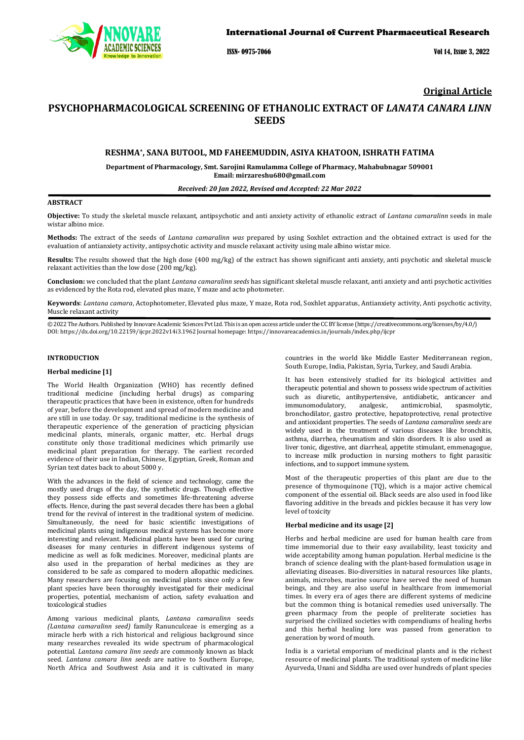## Original Article

# PSYCHOPHARMACOLOGICAL SCREENING OF ETHANOLIC EXTRACT OF *LANATA CANARA LINN* SEEDS

**RESHMA*, SANA BUTOOL, MD FAHEEMUDDIN, ASIYA KHATOON, ISHRATH FATIMA**

**Department of Pharmacology, Smt. Sarojini Ramulamma College of Pharmacy, Mahabubnagar 509001**
**Email: mirzareshu680@gmail.com**

***Received: 20 Jan 2022, Revised and Accepted: 22 Mar 2022***

### ABSTRACT

**Objective:** To study the skeletal muscle relaxant, antipsychotic and anti anxiety activity of ethanolic extract of *Lantana camaralinn* seeds in male wistar albino mice.

**Methods:** The extract of the seeds of *Lantana camaralinn was* prepared by using Soxhlet extraction and the obtained extract is used for the evaluation of antianxiety activity, antipsychotic activity and muscle relaxant activity using male albino wistar mice.

**Results:** The results showed that the high dose (400 mg/kg) of the extract has shown significant anti anxiety, anti psychotic and skeletal muscle relaxant activities than the low dose (200 mg/kg).

**Conclusion:** we concluded that the plant *Lantana camaralinn seeds* has significant skeletal muscle relaxant, anti anxiety and anti psychotic activities as evidenced by the Rota rod, elevated plus maze, Y maze and acto photometer.

**Keywords**: *Lantana camara*, Actophotometer, Elevated plus maze, Y maze, Rota rod, Soxhlet apparatus, Antianxiety activity, Anti psychotic activity, Muscle relaxant activity

© 2022 The Authors. Published by Innovare Academic Sciences Pvt Ltd. This is an open access article under the CC BY license (https://creativecommons.org/licenses/by/4.0/)
DOI: https://dx.doi.org/10.22159/ijcpr.2022v14i3.1962 Journal homepage: https://innovareacademics.in/journals/index.php/ijcpr

### INTRODUCTION

#### Herbal medicine [1]

The World Health Organization (WHO) has recently defined traditional medicine (including herbal drugs) as comparing therapeutic practices that have been in existence, often for hundreds of year, before the development and spread of modern medicine and are still in use today. Or say, traditional medicine is the synthesis of therapeutic experience of the generation of practicing physician medicinal plants, minerals, organic matter, etc. Herbal drugs constitute only those traditional medicines which primarily use medicinal plant preparation for therapy. The earliest recorded evidence of their use in Indian, Chinese, Egyptian, Greek, Roman and Syrian text dates back to about 5000 y.

With the advances in the field of science and technology, came the mostly used drugs of the day, the synthetic drugs. Though effective they possess side effects and sometimes life-threatening adverse effects. Hence, during the past several decades there has been a global trend for the revival of interest in the traditional system of medicine. Simultaneously, the need for basic scientific investigations of medicinal plants using indigenous medical systems has become more interesting and relevant. Medicinal plants have been used for curing diseases for many centuries in different indigenous systems of medicine as well as folk medicines. Moreover, medicinal plants are also used in the preparation of herbal medicines as they are considered to be safe as compared to modern allopathic medicines. Many researchers are focusing on medicinal plants since only a few plant species have been thoroughly investigated for their medicinal properties, potential, mechanism of action, safety evaluation and toxicological studies

Among various medicinal plants, *Lantana camaralinn* seeds *(Lantana camaralinn seed)* family Ranunculceae is emerging as a miracle herb with a rich historical and religious background since many researches revealed its wide spectrum of pharmacological potential. *Lantana camara linn seeds* are commonly known as black seed. *Lantana camara linn seeds* are native to Southern Europe, North Africa and Southwest Asia and it is cultivated in many countries in the world like Middle Easter Mediterranean region, South Europe, India, Pakistan, Syria, Turkey, and Saudi Arabia.

It has been extensively studied for its biological activities and therapeutic potential and shown to possess wide spectrum of activities such as diuretic, antihypertensive, antidiabetic, anticancer and immunomodulatory, analgesic, antimicrobial, spasmolytic, bronchodilator, gastro protective, hepatoprotective, renal protective and antioxidant properties. The seeds of *Lantana camaralinn seeds* are widely used in the treatment of various diseases like bronchitis, asthma, diarrhea, rheumatism and skin disorders. It is also used as liver tonic, digestive, ant diarrheal, appetite stimulant, emmenagogue, to increase milk production in nursing mothers to fight parasitic infections, and to support immune system.

Most of the therapeutic properties of this plant are due to the presence of thymoquinone (TQ), which is a major active chemical component of the essential oil. Black seeds are also used in food like flavoring additive in the breads and pickles because it has very low level of toxicity

#### Herbal medicine and its usage [2]

Herbs and herbal medicine are used for human health care from time immemorial due to their easy availability, least toxicity and wide acceptability among human population. Herbal medicine is the branch of science dealing with the plant-based formulation usage in alleviating diseases. Bio-diversities in natural resources like plants, animals, microbes, marine source have served the need of human beings, and they are also useful in healthcare from immemorial times. In every era of ages there are different systems of medicine but the common thing is botanical remedies used universally. The green pharmacy from the people of preliterate societies has surprised the civilized societies with compendiums of healing herbs and this herbal healing lore was passed from generation to generation by word of mouth.

India is a varietal emporium of medicinal plants and is the richest resource of medicinal plants. The traditional system of medicine like Ayurveda, Unani and Siddha are used over hundreds of plant species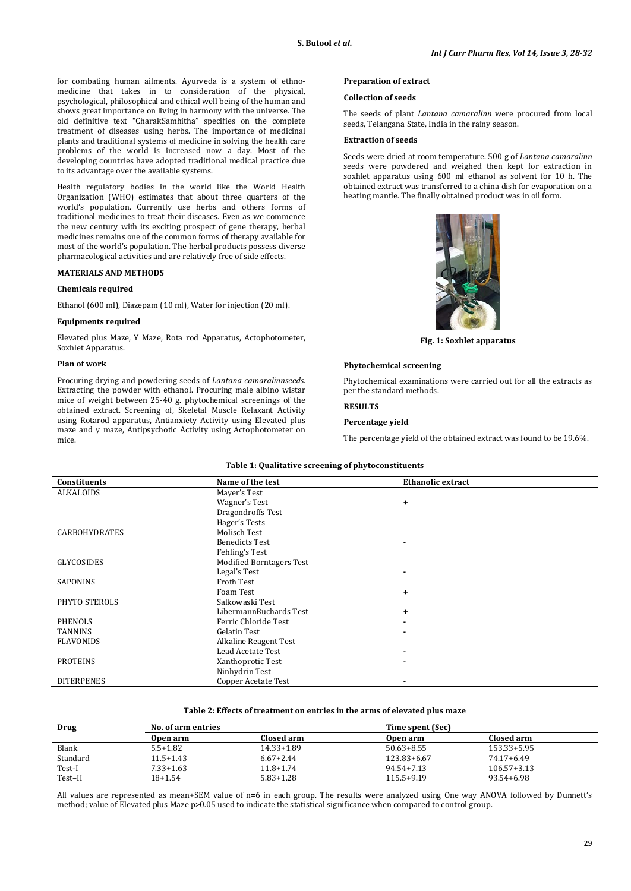for combating human ailments. Ayurveda is a system of ethno-medicine that takes in to consideration of the physical, psychological, philosophical and ethical well being of the human and shows great importance on living in harmony with the universe. The old definitive text "CharakSamhitha" specifies on the complete treatment of diseases using herbs. The importance of medicinal plants and traditional systems of medicine in solving the health care problems of the world is increased now a day. Most of the developing countries have adopted traditional medical practice due to its advantage over the available systems.

Health regulatory bodies in the world like the World Health Organization (WHO) estimates that about three quarters of the world's population. Currently use herbs and others forms of traditional medicines to treat their diseases. Even as we commence the new century with its exciting prospect of gene therapy, herbal medicines remains one of the common forms of therapy available for most of the world's population. The herbal products possess diverse pharmacological activities and are relatively free of side effects.

## MATERIALS AND METHODS

### Chemicals required

Ethanol (600 ml), Diazepam (10 ml), Water for injection (20 ml).

### Equipments required

Elevated plus Maze, Y Maze, Rota rod Apparatus, Actophotometer, Soxhlet Apparatus.

### Plan of work

Procuring drying and powdering seeds of *Lantana camaralinnseeds*. Extracting the powder with ethanol. Procuring male albino wistar mice of weight between 25-40 g. phytochemical screenings of the obtained extract. Screening of, Skeletal Muscle Relaxant Activity using Rotarod apparatus, Antianxiety Activity using Elevated plus maze and y maze, Antipsychotic Activity using Actophotometer on mice.

### Preparation of extract

### Collection of seeds

The seeds of plant *Lantana camaralinn* were procured from local seeds, Telangana State, India in the rainy season.

### Extraction of seeds

Seeds were dried at room temperature. 500 g of *Lantana camaralinn* seeds were powdered and weighed then kept for extraction in soxhlet apparatus using 600 ml ethanol as solvent for 10 h. The obtained extract was transferred to a china dish for evaporation on a heating mantle. The finally obtained product was in oil form.

**Fig. 1: Soxhlet apparatus**

### Phytochemical screening

Phytochemical examinations were carried out for all the extracts as per the standard methods.

## RESULTS

### Percentage yield

The percentage yield of the obtained extract was found to be 19.6%.

**Table 1: Qualitative screening of phytoconstituents**

| Constituents | Name of the test | Ethanolic extract |
|---|---|---|
| ALKALOIDS | Mayer's Test | |
| | Wagner's Test | + |
| | Dragondroffs Test | |
| | Hager's Tests | |
| CARBOHYDRATES | Molisch Test | |
| | Benedicts Test | - |
| | Fehling's Test | |
| GLYCOSIDES | Modified Borntagers Test | |
| | Legal's Test | - |
| SAPONINS | Froth Test | |
| | Foam Test | + |
| PHYTO STEROLS | Salkowaski Test | |
| | LibermannBuchards Test | + |
| PHENOLS | Ferric Chloride Test | - |
| TANNINS | Gelatin Test | - |
| FLAVONIDS | Alkaline Reagent Test | |
| | Lead Acetate Test | - |
| PROTEINS | Xanthoprotic Test | - |
| | Ninhydrin Test | |
| DITERPENES | Copper Acetate Test | - |

**Table 2: Effects of treatment on entries in the arms of elevated plus maze**

| Drug | No. of arm entries | | Time spent (Sec) | |
|---|---|---|---|---|
| | Open arm | Closed arm | Open arm | Closed arm |
| Blank | 5.5+1.82 | 14.33+1.89 | 50.63+8.55 | 153.33+5.95 |
| Standard | 11.5+1.43 | 6.67+2.44 | 123.83+6.67 | 74.17+6.49 |
| Test-I | 7.33+1.63 | 11.8+1.74 | 94.54+7.13 | 106.57+3.13 |
| Test–II | 18+1.54 | 5.83+1.28 | 115.5+9.19 | 93.54+6.98 |

All values are represented as mean+SEM value of n=6 in each group. The results were analyzed using One way ANOVA followed by Dunnett's method; value of Elevated plus Maze $p>0.05$ used to indicate the statistical significance when compared to control group.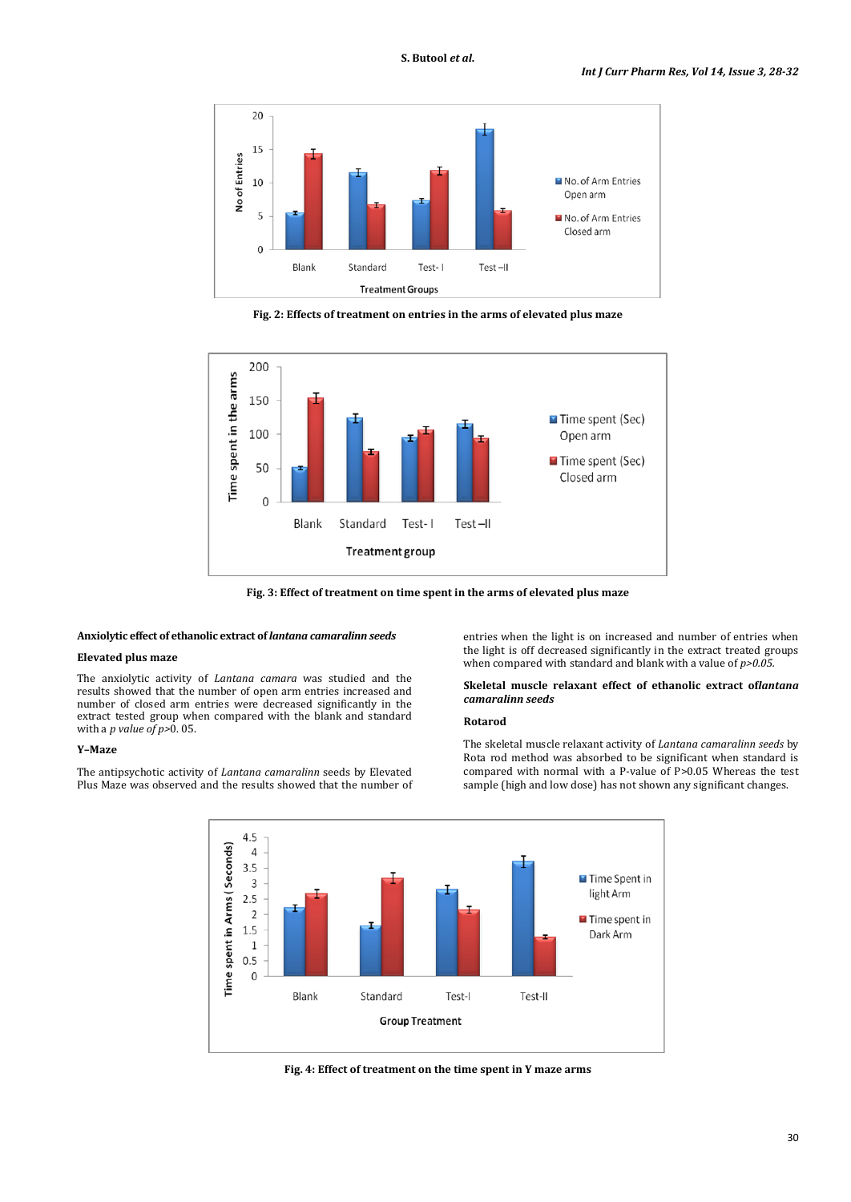Fig. 2: Effects of treatment on entries in the arms of elevated plus maze

Fig. 3: Effect of treatment on time spent in the arms of elevated plus maze

**Anxiolytic effect of ethanolic extract of *lantana camaralinn seeds***

**Elevated plus maze**

The anxiolytic activity of *Lantana camara* was studied and the results showed that the number of open arm entries increased and number of closed arm entries were decreased significantly in the extract tested group when compared with the blank and standard with a *p value of p*>0. 05.

**Y–Maze**

The antipsychotic activity of *Lantana camaralinn* seeds by Elevated Plus Maze was observed and the results showed that the number of entries when the light is on increased and number of entries when the light is off decreased significantly in the extract treated groups when compared with standard and blank with a value of *p>0.05.*

**Skeletal muscle relaxant effect of ethanolic extract of*lantana camaralinn seeds***

**Rotarod**

The skeletal muscle relaxant activity of *Lantana camaralinn seeds* by Rota rod method was absorbed to be significant when standard is compared with normal with a P-value of P>0.05 Whereas the test sample (high and low dose) has not shown any significant changes.

Fig. 4: Effect of treatment on the time spent in Y maze arms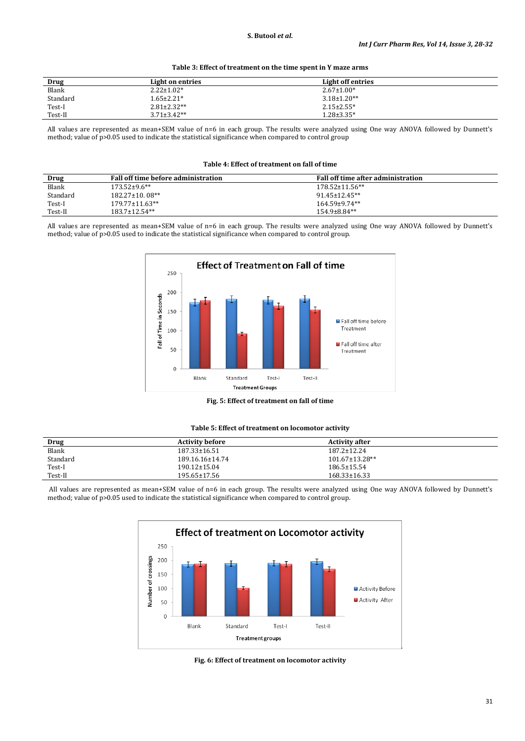**Table 3: Effect of treatment on the time spent in Y maze arms**

| Drug | Light on entries | Light off entries |
|---|---|---|
| Blank | 2.22±1.02* | 2.67±1.00* |
| Standard | 1.65±2.21* | 3.18±1.20** |
| Test-I | 2.81±2.32** | 2.15±2.55* |
| Test-II | 3.71±3.42** | 1.28±3.35* |

All values are represented as mean+SEM value of n=6 in each group. The results were analyzed using One way ANOVA followed by Dunnett's method; value of p>0.05 used to indicate the statistical significance when compared to control group

**Table 4: Effect of treatment on fall of time**

| Drug | Fall off time before administration | Fall off time after administration |
|---|---|---|
| Blank | 173.52±9.6** | 178.52±11.56** |
| Standard | 182.27±10. 08** | 91.45±12.45** |
| Test-I | 179.77±11.63** | 164.59±9.74** |
| Test-II | 183.7±12.54** | 154.9±8.84** |

All values are represented as mean+SEM value of n=6 in each group. The results were analyzed using One way ANOVA followed by Dunnett's method; value of p>0.05 used to indicate the statistical significance when compared to control group.

**Fig. 5: Effect of treatment on fall of time**

**Table 5: Effect of treatment on locomotor activity**

| Drug | Activity before | Activity after |
|---|---|---|
| Blank | 187.33±16.51 | 187.2±12.24 |
| Standard | 189.16.16±14.74 | 101.67±13.28** |
| Test-I | 190.12±15.04 | 186.5±15.54 |
| Test-II | 195.65±17.56 | 168.33±16.33 |

All values are represented as mean+SEM value of n=6 in each group. The results were analyzed using One way ANOVA followed by Dunnett's method; value of p>0.05 used to indicate the statistical significance when compared to control group.

**Fig. 6: Effect of treatment on locomotor activity**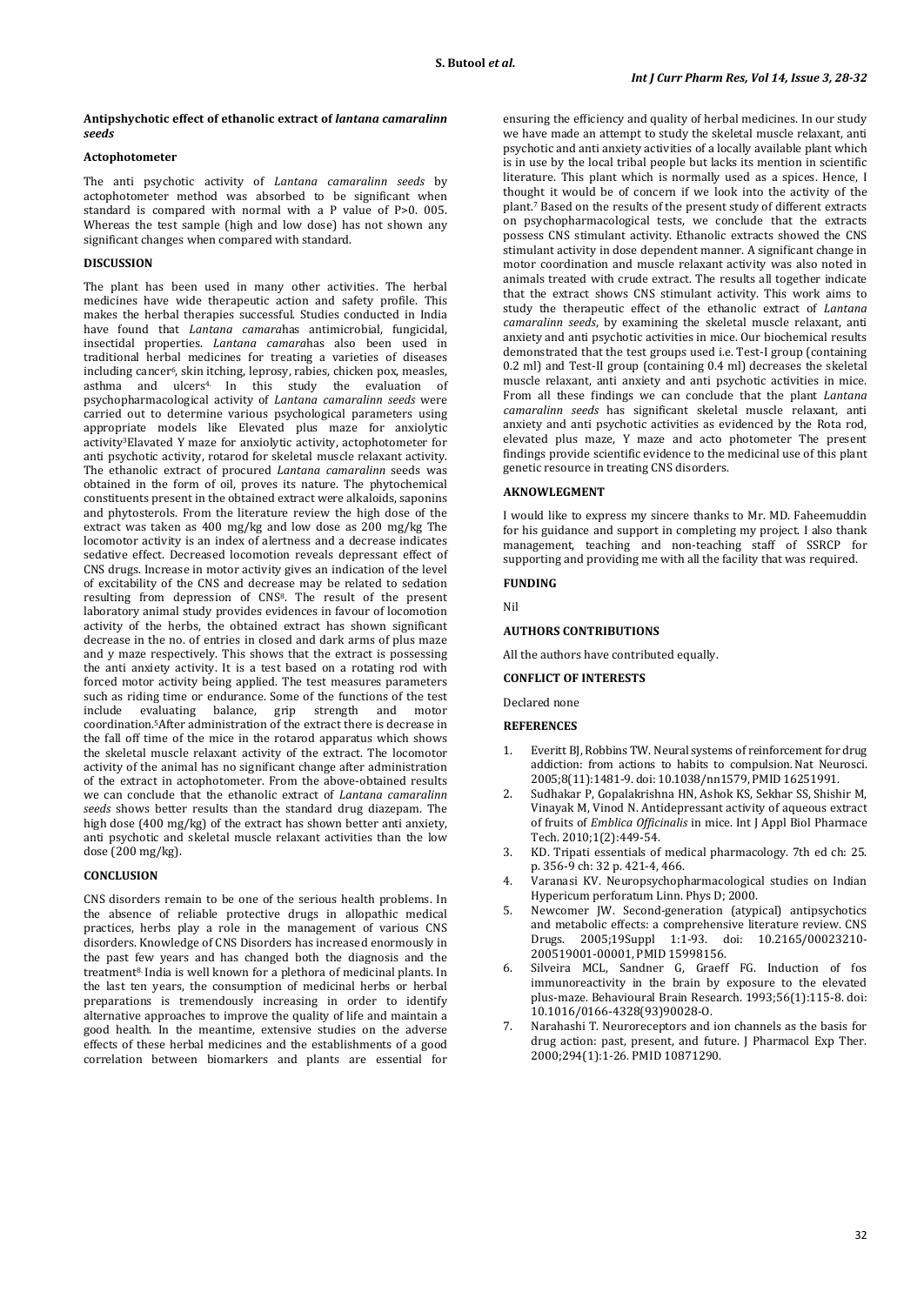**Antipshychotic effect of ethanolic extract of *lantana camaralinn seeds***

**Actophotometer**

The anti psychotic activity of *Lantana camaralinn seeds* by actophotometer method was absorbed to be significant when standard is compared with normal with a P value of P>0. 005. Whereas the test sample (high and low dose) has not shown any significant changes when compared with standard.

## DISCUSSION

The plant has been used in many other activities. The herbal medicines have wide therapeutic action and safety profile. This makes the herbal therapies successful. Studies conducted in India have found that *Lantana camara*has antimicrobial, fungicidal, insectidal properties. *Lantana camara*has also been used in traditional herbal medicines for treating a varieties of diseases including cancer[6], skin itching, leprosy, rabies, chicken pox, measles, asthma and ulcers[4]. In this study the evaluation of psychopharmacological activity of *Lantana camaralinn seeds* were carried out to determine various psychological parameters using appropriate models like Elevated plus maze for anxiolytic activity[3]Elavated Y maze for anxiolytic activity, actophotometer for anti psychotic activity, rotarod for skeletal muscle relaxant activity. The ethanolic extract of procured *Lantana camaralinn* seeds was obtained in the form of oil, proves its nature. The phytochemical constituents present in the obtained extract were alkaloids, saponins and phytosterols. From the literature review the high dose of the extract was taken as 400 mg/kg and low dose as 200 mg/kg The locomotor activity is an index of alertness and a decrease indicates sedative effect. Decreased locomotion reveals depressant effect of CNS drugs. Increase in motor activity gives an indication of the level of excitability of the CNS and decrease may be related to sedation resulting from depression of CNS[8]. The result of the present laboratory animal study provides evidences in favour of locomotion activity of the herbs, the obtained extract has shown significant decrease in the no. of entries in closed and dark arms of plus maze and y maze respectively. This shows that the extract is possessing the anti anxiety activity. It is a test based on a rotating rod with forced motor activity being applied. The test measures parameters such as riding time or endurance. Some of the functions of the test include evaluating balance, grip strength and motor coordination.[5]After administration of the extract there is decrease in the fall off time of the mice in the rotarod apparatus which shows the skeletal muscle relaxant activity of the extract. The locomotor activity of the animal has no significant change after administration of the extract in actophotometer. From the above-obtained results we can conclude that the ethanolic extract of *Lantana camaralinn seeds* shows better results than the standard drug diazepam. The high dose (400 mg/kg) of the extract has shown better anti anxiety, anti psychotic and skeletal muscle relaxant activities than the low dose (200 mg/kg).

## CONCLUSION

CNS disorders remain to be one of the serious health problems. In the absence of reliable protective drugs in allopathic medical practices, herbs play a role in the management of various CNS disorders. Knowledge of CNS Disorders has increased enormously in the past few years and has changed both the diagnosis and the treatment[8]. India is well known for a plethora of medicinal plants. In the last ten years, the consumption of medicinal herbs or herbal preparations is tremendously increasing in order to identify alternative approaches to improve the quality of life and maintain a good health. In the meantime, extensive studies on the adverse effects of these herbal medicines and the establishments of a good correlation between biomarkers and plants are essential for ensuring the efficiency and quality of herbal medicines. In our study we have made an attempt to study the skeletal muscle relaxant, anti psychotic and anti anxiety activities of a locally available plant which is in use by the local tribal people but lacks its mention in scientific literature. This plant which is normally used as a spices. Hence, I thought it would be of concern if we look into the activity of the plant.[7] Based on the results of the present study of different extracts on psychopharmacological tests, we conclude that the extracts possess CNS stimulant activity. Ethanolic extracts showed the CNS stimulant activity in dose dependent manner. A significant change in motor coordination and muscle relaxant activity was also noted in animals treated with crude extract. The results all together indicate that the extract shows CNS stimulant activity. This work aims to study the therapeutic effect of the ethanolic extract of *Lantana camaralinn seeds*, by examining the skeletal muscle relaxant, anti anxiety and anti psychotic activities in mice. Our biochemical results demonstrated that the test groups used i.e. Test-I group (containing 0.2 ml) and Test-II group (containing 0.4 ml) decreases the skeletal muscle relaxant, anti anxiety and anti psychotic activities in mice. From all these findings we can conclude that the plant *Lantana camaralinn seeds* has significant skeletal muscle relaxant, anti anxiety and anti psychotic activities as evidenced by the Rota rod, elevated plus maze, Y maze and acto photometer The present findings provide scientific evidence to the medicinal use of this plant genetic resource in treating CNS disorders.

## AKNOWLEGMENT

I would like to express my sincere thanks to Mr. MD. Faheemuddin for his guidance and support in completing my project. I also thank management, teaching and non-teaching staff of SSRCP for supporting and providing me with all the facility that was required.

## FUNDING

Nil

## AUTHORS CONTRIBUTIONS

All the authors have contributed equally.

## CONFLICT OF INTERESTS

Declared none

## REFERENCES

1. Everitt BJ, Robbins TW. Neural systems of reinforcement for drug addiction: from actions to habits to compulsion. Nat Neurosci. 2005;8(11):1481-9. doi: 10.1038/nn1579, PMID 16251991.
2. Sudhakar P, Gopalakrishna HN, Ashok KS, Sekhar SS, Shishir M, Vinayak M, Vinod N. Antidepressant activity of aqueous extract of fruits of *Emblica Officinalis* in mice. Int J Appl Biol Pharmace Tech. 2010;1(2):449-54.
3. KD. Tripati essentials of medical pharmacology. 7th ed ch: 25. p. 356-9 ch: 32 p. 421-4, 466.
4. Varanasi KV. Neuropsychopharmacological studies on Indian Hypericum perforatum Linn. Phys D; 2000.
5. Newcomer JW. Second-generation (atypical) antipsychotics and metabolic effects: a comprehensive literature review. CNS Drugs. 2005;19Suppl 1:1-93. doi: 10.2165/00023210-200519001-00001, PMID 15998156.
6. Silveira MCL, Sandner G, Graeff FG. Induction of fos immunoreactivity in the brain by exposure to the elevated plus-maze. Behavioural Brain Research. 1993;56(1):115-8. doi: 10.1016/0166-4328(93)90028-O.
7. Narahashi T. Neuroreceptors and ion channels as the basis for drug action: past, present, and future. J Pharmacol Exp Ther. 2000;294(1):1-26. PMID 10871290.